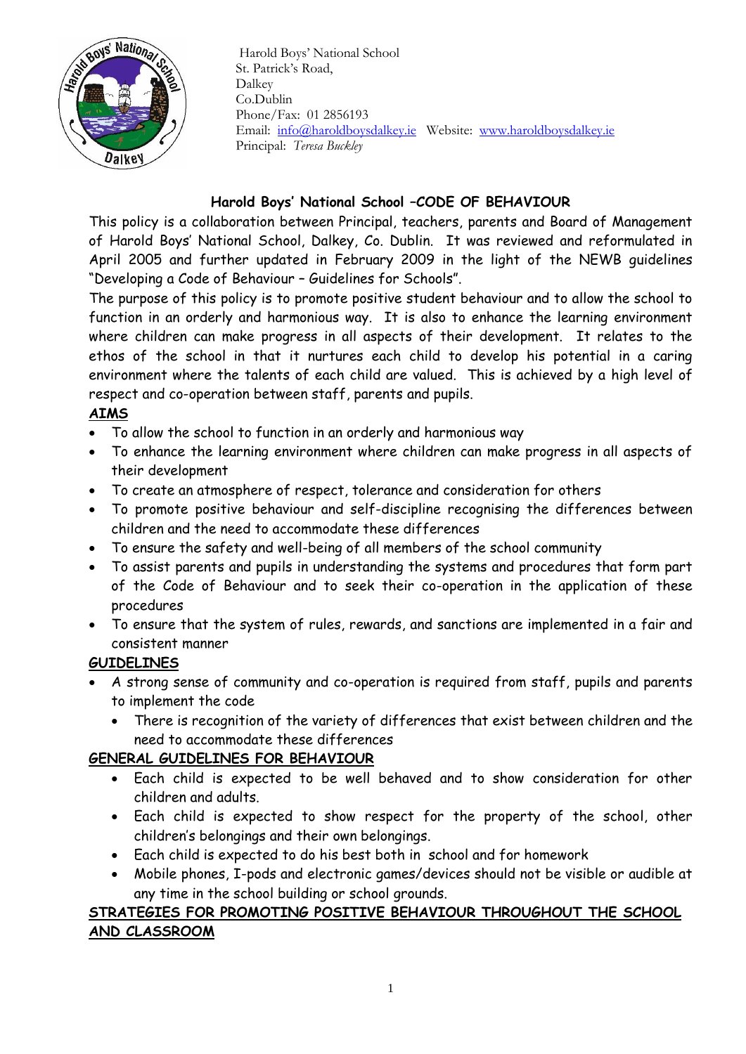Harold Boys' National School
St. Patrick's Road,
Dalkey
Co.Dublin
Phone/Fax: 01 2856193
Email: info@haroldboysdalkey.ie Website: www.haroldboysdalkey.ie
Principal: *Teresa Buckley*

# Harold Boys' National School –CODE OF BEHAVIOUR

This policy is a collaboration between Principal, teachers, parents and Board of Management of Harold Boys' National School, Dalkey, Co. Dublin. It was reviewed and reformulated in April 2005 and further updated in February 2009 in the light of the NEWB guidelines "Developing a Code of Behaviour – Guidelines for Schools".

The purpose of this policy is to promote positive student behaviour and to allow the school to function in an orderly and harmonious way. It is also to enhance the learning environment where children can make progress in all aspects of their development. It relates to the ethos of the school in that it nurtures each child to develop his potential in a caring environment where the talents of each child are valued. This is achieved by a high level of respect and co-operation between staff, parents and pupils.

## AIMS

- To allow the school to function in an orderly and harmonious way
- To enhance the learning environment where children can make progress in all aspects of their development
- To create an atmosphere of respect, tolerance and consideration for others
- To promote positive behaviour and self-discipline recognising the differences between children and the need to accommodate these differences
- To ensure the safety and well-being of all members of the school community
- To assist parents and pupils in understanding the systems and procedures that form part of the Code of Behaviour and to seek their co-operation in the application of these procedures
- To ensure that the system of rules, rewards, and sanctions are implemented in a fair and consistent manner

## GUIDELINES

- A strong sense of community and co-operation is required from staff, pupils and parents to implement the code
  - There is recognition of the variety of differences that exist between children and the need to accommodate these differences

## GENERAL GUIDELINES FOR BEHAVIOUR

- Each child is expected to be well behaved and to show consideration for other children and adults.
- Each child is expected to show respect for the property of the school, other children's belongings and their own belongings.
- Each child is expected to do his best both in school and for homework
- Mobile phones, I-pods and electronic games/devices should not be visible or audible at any time in the school building or school grounds.

## STRATEGIES FOR PROMOTING POSITIVE BEHAVIOUR THROUGHOUT THE SCHOOL AND CLASSROOM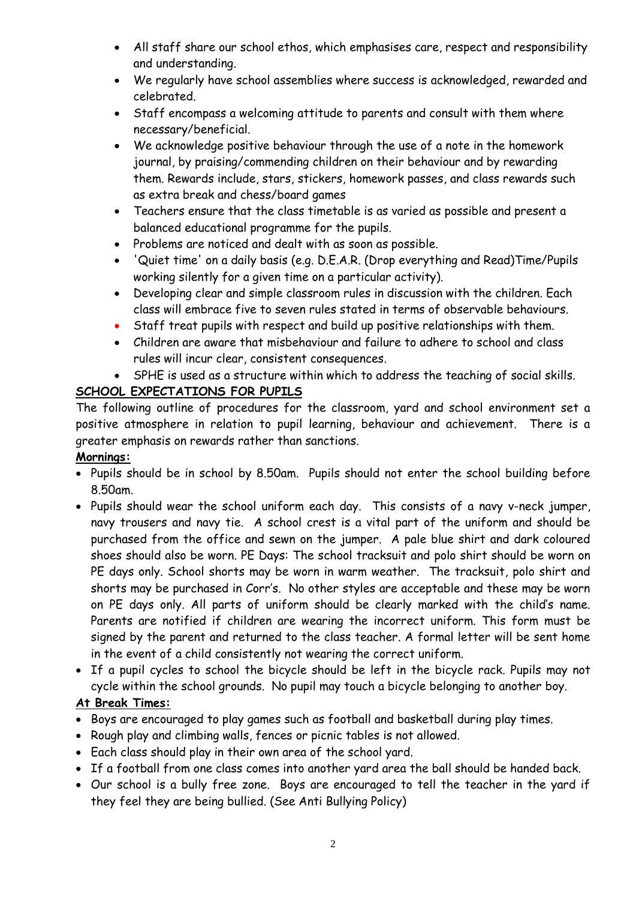- All staff share our school ethos, which emphasises care, respect and responsibility and understanding.
- We regularly have school assemblies where success is acknowledged, rewarded and celebrated.
- Staff encompass a welcoming attitude to parents and consult with them where necessary/beneficial.
- We acknowledge positive behaviour through the use of a note in the homework journal, by praising/commending children on their behaviour and by rewarding them. Rewards include, stars, stickers, homework passes, and class rewards such as extra break and chess/board games
- Teachers ensure that the class timetable is as varied as possible and present a balanced educational programme for the pupils.
- Problems are noticed and dealt with as soon as possible.
- 'Quiet time' on a daily basis (e.g. D.E.A.R. (Drop everything and Read)Time/Pupils working silently for a given time on a particular activity).
- Developing clear and simple classroom rules in discussion with the children. Each class will embrace five to seven rules stated in terms of observable behaviours.
- Staff treat pupils with respect and build up positive relationships with them.
- Children are aware that misbehaviour and failure to adhere to school and class rules will incur clear, consistent consequences.
- SPHE is used as a structure within which to address the teaching of social skills.

## SCHOOL EXPECTATIONS FOR PUPILS

The following outline of procedures for the classroom, yard and school environment set a positive atmosphere in relation to pupil learning, behaviour and achievement. There is a greater emphasis on rewards rather than sanctions.

### Mornings:

- Pupils should be in school by 8.50am. Pupils should not enter the school building before 8.50am.
- Pupils should wear the school uniform each day. This consists of a navy v-neck jumper, navy trousers and navy tie. A school crest is a vital part of the uniform and should be purchased from the office and sewn on the jumper. A pale blue shirt and dark coloured shoes should also be worn. PE Days: The school tracksuit and polo shirt should be worn on PE days only. School shorts may be worn in warm weather. The tracksuit, polo shirt and shorts may be purchased in Corr's. No other styles are acceptable and these may be worn on PE days only. All parts of uniform should be clearly marked with the child's name. Parents are notified if children are wearing the incorrect uniform. This form must be signed by the parent and returned to the class teacher. A formal letter will be sent home in the event of a child consistently not wearing the correct uniform.
- If a pupil cycles to school the bicycle should be left in the bicycle rack. Pupils may not cycle within the school grounds. No pupil may touch a bicycle belonging to another boy.

### At Break Times:

- Boys are encouraged to play games such as football and basketball during play times.
- Rough play and climbing walls, fences or picnic tables is not allowed.
- Each class should play in their own area of the school yard.
- If a football from one class comes into another yard area the ball should be handed back.
- Our school is a bully free zone. Boys are encouraged to tell the teacher in the yard if they feel they are being bullied. (See Anti Bullying Policy)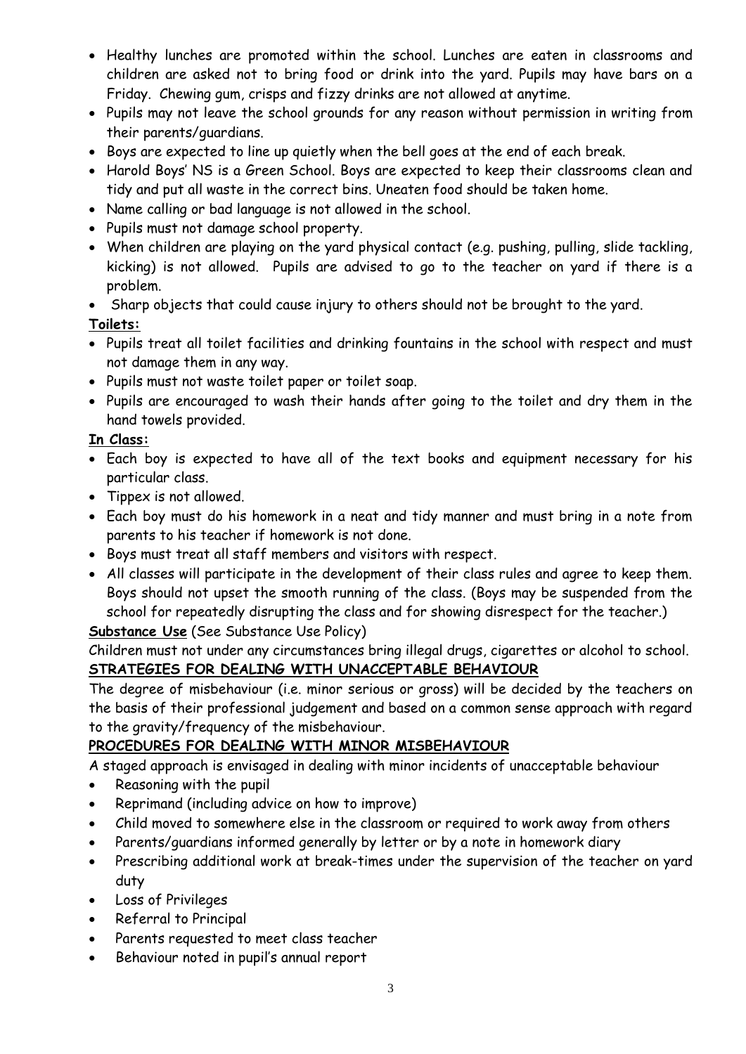- Healthy lunches are promoted within the school. Lunches are eaten in classrooms and children are asked not to bring food or drink into the yard. Pupils may have bars on a Friday. Chewing gum, crisps and fizzy drinks are not allowed at anytime.
- Pupils may not leave the school grounds for any reason without permission in writing from their parents/guardians.
- Boys are expected to line up quietly when the bell goes at the end of each break.
- Harold Boys' NS is a Green School. Boys are expected to keep their classrooms clean and tidy and put all waste in the correct bins. Uneaten food should be taken home.
- Name calling or bad language is not allowed in the school.
- Pupils must not damage school property.
- When children are playing on the yard physical contact (e.g. pushing, pulling, slide tackling, kicking) is not allowed. Pupils are advised to go to the teacher on yard if there is a problem.
- Sharp objects that could cause injury to others should not be brought to the yard.

**Toilets:**

- Pupils treat all toilet facilities and drinking fountains in the school with respect and must not damage them in any way.
- Pupils must not waste toilet paper or toilet soap.
- Pupils are encouraged to wash their hands after going to the toilet and dry them in the hand towels provided.

**In Class:**

- Each boy is expected to have all of the text books and equipment necessary for his particular class.
- Tippex is not allowed.
- Each boy must do his homework in a neat and tidy manner and must bring in a note from parents to his teacher if homework is not done.
- Boys must treat all staff members and visitors with respect.
- All classes will participate in the development of their class rules and agree to keep them. Boys should not upset the smooth running of the class. (Boys may be suspended from the school for repeatedly disrupting the class and for showing disrespect for the teacher.)

**Substance Use** (See Substance Use Policy)

Children must not under any circumstances bring illegal drugs, cigarettes or alcohol to school.

## STRATEGIES FOR DEALING WITH UNACCEPTABLE BEHAVIOUR

The degree of misbehaviour (i.e. minor serious or gross) will be decided by the teachers on the basis of their professional judgement and based on a common sense approach with regard to the gravity/frequency of the misbehaviour.

## PROCEDURES FOR DEALING WITH MINOR MISBEHAVIOUR

A staged approach is envisaged in dealing with minor incidents of unacceptable behaviour

- Reasoning with the pupil
- Reprimand (including advice on how to improve)
- Child moved to somewhere else in the classroom or required to work away from others
- Parents/guardians informed generally by letter or by a note in homework diary
- Prescribing additional work at break-times under the supervision of the teacher on yard duty
- Loss of Privileges
- Referral to Principal
- Parents requested to meet class teacher
- Behaviour noted in pupil's annual report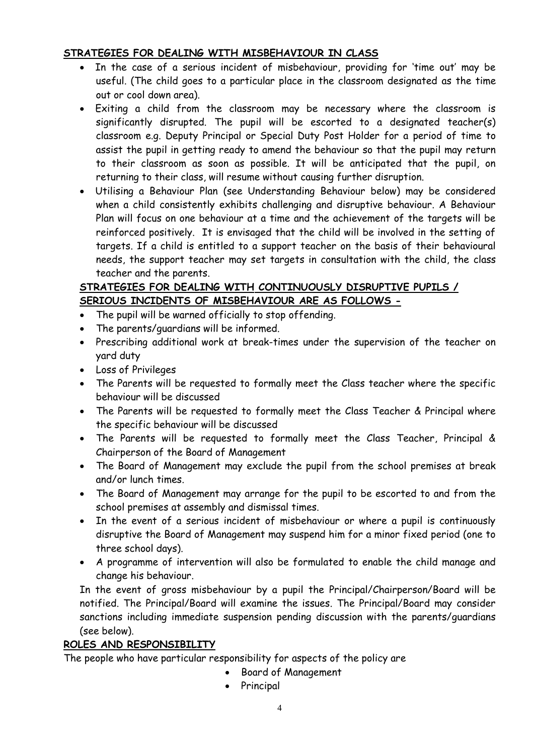**STRATEGIES FOR DEALING WITH MISBEHAVIOUR IN CLASS**

- In the case of a serious incident of misbehaviour, providing for 'time out' may be useful. (The child goes to a particular place in the classroom designated as the time out or cool down area).
- Exiting a child from the classroom may be necessary where the classroom is significantly disrupted. The pupil will be escorted to a designated teacher(s) classroom e.g. Deputy Principal or Special Duty Post Holder for a period of time to assist the pupil in getting ready to amend the behaviour so that the pupil may return to their classroom as soon as possible. It will be anticipated that the pupil, on returning to their class, will resume without causing further disruption.
- Utilising a Behaviour Plan (see Understanding Behaviour below) may be considered when a child consistently exhibits challenging and disruptive behaviour. A Behaviour Plan will focus on one behaviour at a time and the achievement of the targets will be reinforced positively. It is envisaged that the child will be involved in the setting of targets. If a child is entitled to a support teacher on the basis of their behavioural needs, the support teacher may set targets in consultation with the child, the class teacher and the parents.

**STRATEGIES FOR DEALING WITH CONTINUOUSLY DISRUPTIVE PUPILS / SERIOUS INCIDENTS OF MISBEHAVIOUR ARE AS FOLLOWS -**

- The pupil will be warned officially to stop offending.
- The parents/guardians will be informed.
- Prescribing additional work at break-times under the supervision of the teacher on yard duty
- Loss of Privileges
- The Parents will be requested to formally meet the Class teacher where the specific behaviour will be discussed
- The Parents will be requested to formally meet the Class Teacher & Principal where the specific behaviour will be discussed
- The Parents will be requested to formally meet the Class Teacher, Principal & Chairperson of the Board of Management
- The Board of Management may exclude the pupil from the school premises at break and/or lunch times.
- The Board of Management may arrange for the pupil to be escorted to and from the school premises at assembly and dismissal times.
- In the event of a serious incident of misbehaviour or where a pupil is continuously disruptive the Board of Management may suspend him for a minor fixed period (one to three school days).
- A programme of intervention will also be formulated to enable the child manage and change his behaviour.

In the event of gross misbehaviour by a pupil the Principal/Chairperson/Board will be notified. The Principal/Board will examine the issues. The Principal/Board may consider sanctions including immediate suspension pending discussion with the parents/guardians (see below).

**ROLES AND RESPONSIBILITY**

The people who have particular responsibility for aspects of the policy are

- Board of Management
- Principal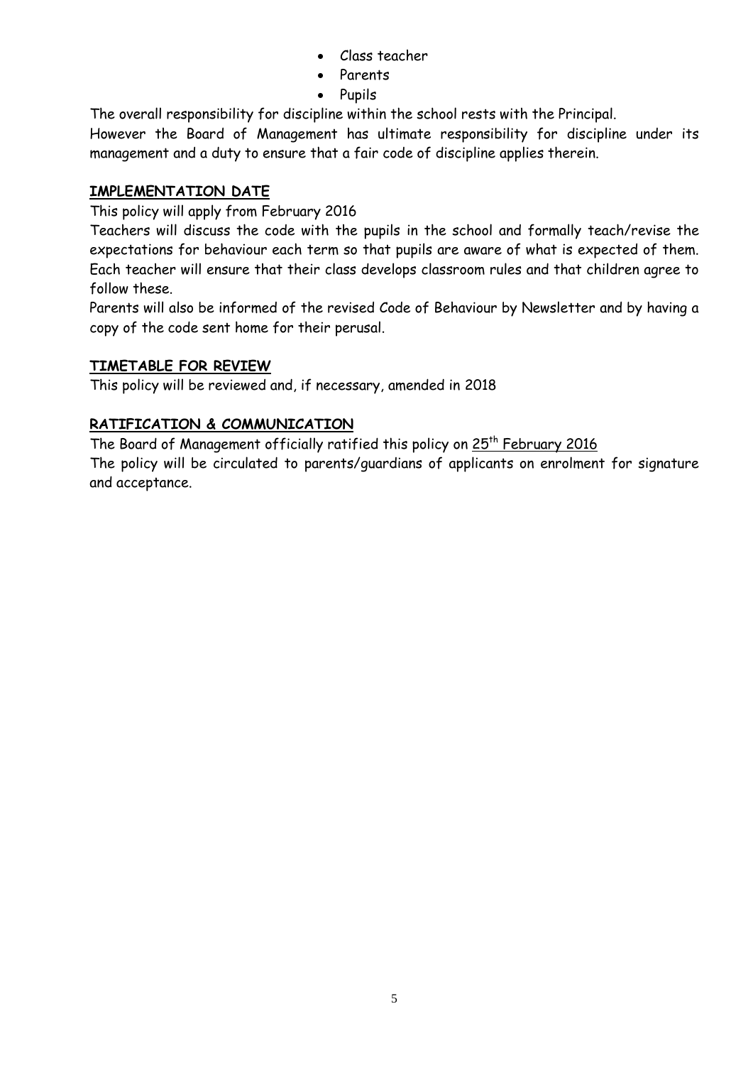- Class teacher
- Parents
- Pupils

The overall responsibility for discipline within the school rests with the Principal.

However the Board of Management has ultimate responsibility for discipline under its management and a duty to ensure that a fair code of discipline applies therein.

## IMPLEMENTATION DATE

This policy will apply from February 2016

Teachers will discuss the code with the pupils in the school and formally teach/revise the expectations for behaviour each term so that pupils are aware of what is expected of them. Each teacher will ensure that their class develops classroom rules and that children agree to follow these.

Parents will also be informed of the revised Code of Behaviour by Newsletter and by having a copy of the code sent home for their perusal.

## TIMETABLE FOR REVIEW

This policy will be reviewed and, if necessary, amended in 2018

## RATIFICATION & COMMUNICATION

The Board of Management officially ratified this policy on 25th February 2016

The policy will be circulated to parents/guardians of applicants on enrolment for signature and acceptance.